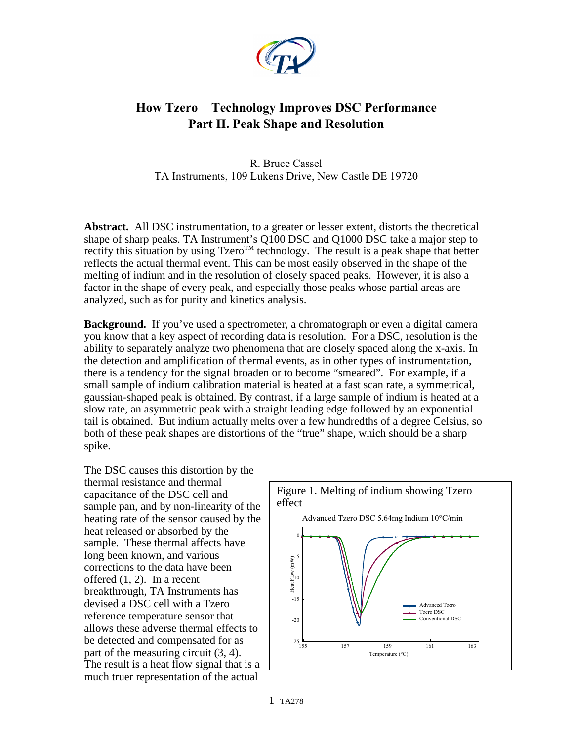# How Tzero Technology Improves DSC Performance
# Part II. Peak Shape and Resolution

R. Bruce Cassel
TA Instruments, 109 Lukens Drive, New Castle DE 19720

**Abstract.** All DSC instrumentation, to a greater or lesser extent, distorts the theoretical shape of sharp peaks. TA Instrument's Q100 DSC and Q1000 DSC take a major step to rectify this situation by using Tzero™ technology. The result is a peak shape that better reflects the actual thermal event. This can be most easily observed in the shape of the melting of indium and in the resolution of closely spaced peaks. However, it is also a factor in the shape of every peak, and especially those peaks whose partial areas are analyzed, such as for purity and kinetics analysis.

**Background.** If you've used a spectrometer, a chromatograph or even a digital camera you know that a key aspect of recording data is resolution. For a DSC, resolution is the ability to separately analyze two phenomena that are closely spaced along the x-axis. In the detection and amplification of thermal events, as in other types of instrumentation, there is a tendency for the signal broaden or to become "smeared". For example, if a small sample of indium calibration material is heated at a fast scan rate, a symmetrical, gaussian-shaped peak is obtained. By contrast, if a large sample of indium is heated at a slow rate, an asymmetric peak with a straight leading edge followed by an exponential tail is obtained. But indium actually melts over a few hundredths of a degree Celsius, so both of these peak shapes are distortions of the "true" shape, which should be a sharp spike.

The DSC causes this distortion by the thermal resistance and thermal capacitance of the DSC cell and sample pan, and by non-linearity of the heating rate of the sensor caused by the heat released or absorbed by the sample. These thermal affects have long been known, and various corrections to the data have been offered (1, 2). In a recent breakthrough, TA Instruments has devised a DSC cell with a Tzero reference temperature sensor that allows these adverse thermal effects to be detected and compensated for as part of the measuring circuit (3, 4). The result is a heat flow signal that is a much truer representation of the actual

Figure 1. Melting of indium showing Tzero effect

Advanced Tzero DSC 5.64mg Indium 10°C/min

(Chart: Heat Flow (mW) vs Temperature (°C), 155–163 °C; curves: Advanced Tzero, Tzero DSC, Conventional DSC)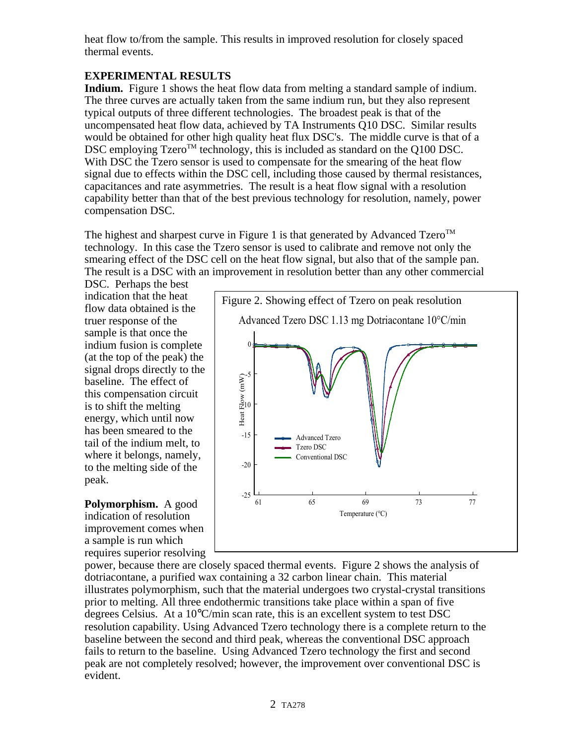heat flow to/from the sample. This results in improved resolution for closely spaced thermal events.

## EXPERIMENTAL RESULTS

**Indium.** Figure 1 shows the heat flow data from melting a standard sample of indium. The three curves are actually taken from the same indium run, but they also represent typical outputs of three different technologies. The broadest peak is that of the uncompensated heat flow data, achieved by TA Instruments Q10 DSC. Similar results would be obtained for other high quality heat flux DSC's. The middle curve is that of a DSC employing Tzero™ technology, this is included as standard on the Q100 DSC. With DSC the Tzero sensor is used to compensate for the smearing of the heat flow signal due to effects within the DSC cell, including those caused by thermal resistances, capacitances and rate asymmetries. The result is a heat flow signal with a resolution capability better than that of the best previous technology for resolution, namely, power compensation DSC.

The highest and sharpest curve in Figure 1 is that generated by Advanced Tzero™ technology. In this case the Tzero sensor is used to calibrate and remove not only the smearing effect of the DSC cell on the heat flow signal, but also that of the sample pan. The result is a DSC with an improvement in resolution better than any other commercial DSC. Perhaps the best indication that the heat flow data obtained is the truer response of the sample is that once the indium fusion is complete (at the top of the peak) the signal drops directly to the baseline. The effect of this compensation circuit is to shift the melting energy, which until now has been smeared to the tail of the indium melt, to where it belongs, namely, to the melting side of the peak.

Figure 2. Showing effect of Tzero on peak resolution

**Polymorphism.** A good indication of resolution improvement comes when a sample is run which requires superior resolving power, because there are closely spaced thermal events. Figure 2 shows the analysis of dotriacontane, a purified wax containing a 32 carbon linear chain. This material illustrates polymorphism, such that the material undergoes two crystal-crystal transitions prior to melting. All three endothermic transitions take place within a span of five degrees Celsius. At a 10°C/min scan rate, this is an excellent system to test DSC resolution capability. Using Advanced Tzero technology there is a complete return to the baseline between the second and third peak, whereas the conventional DSC approach fails to return to the baseline. Using Advanced Tzero technology the first and second peak are not completely resolved; however, the improvement over conventional DSC is evident.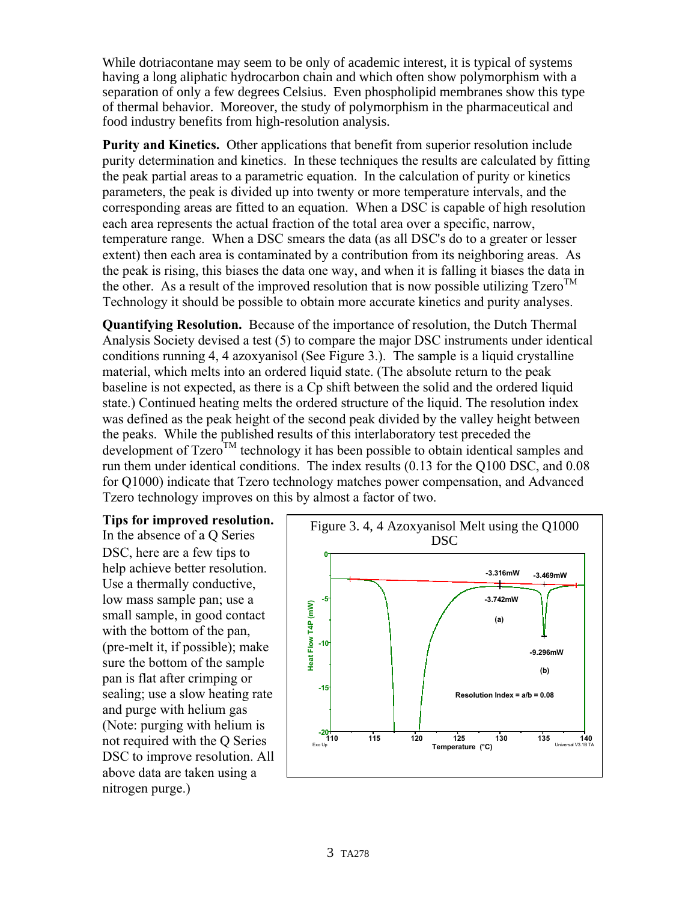While dotriacontane may seem to be only of academic interest, it is typical of systems having a long aliphatic hydrocarbon chain and which often show polymorphism with a separation of only a few degrees Celsius. Even phospholipid membranes show this type of thermal behavior. Moreover, the study of polymorphism in the pharmaceutical and food industry benefits from high-resolution analysis.

**Purity and Kinetics.** Other applications that benefit from superior resolution include purity determination and kinetics. In these techniques the results are calculated by fitting the peak partial areas to a parametric equation. In the calculation of purity or kinetics parameters, the peak is divided up into twenty or more temperature intervals, and the corresponding areas are fitted to an equation. When a DSC is capable of high resolution each area represents the actual fraction of the total area over a specific, narrow, temperature range. When a DSC smears the data (as all DSC's do to a greater or lesser extent) then each area is contaminated by a contribution from its neighboring areas. As the peak is rising, this biases the data one way, and when it is falling it biases the data in the other. As a result of the improved resolution that is now possible utilizing Tzero™ Technology it should be possible to obtain more accurate kinetics and purity analyses.

**Quantifying Resolution.** Because of the importance of resolution, the Dutch Thermal Analysis Society devised a test (5) to compare the major DSC instruments under identical conditions running 4, 4 azoxyanisol (See Figure 3.). The sample is a liquid crystalline material, which melts into an ordered liquid state. (The absolute return to the peak baseline is not expected, as there is a Cp shift between the solid and the ordered liquid state.) Continued heating melts the ordered structure of the liquid. The resolution index was defined as the peak height of the second peak divided by the valley height between the peaks. While the published results of this interlaboratory test preceded the development of Tzero™ technology it has been possible to obtain identical samples and run them under identical conditions. The index results (0.13 for the Q100 DSC, and 0.08 for Q1000) indicate that Tzero technology matches power compensation, and Advanced Tzero technology improves on this by almost a factor of two.

**Tips for improved resolution.** In the absence of a Q Series DSC, here are a few tips to help achieve better resolution. Use a thermally conductive, low mass sample pan; use a small sample, in good contact with the bottom of the pan, (pre-melt it, if possible); make sure the bottom of the sample pan is flat after crimping or sealing; use a slow heating rate and purge with helium gas (Note: purging with helium is not required with the Q Series DSC to improve resolution. All above data are taken using a nitrogen purge.)

Figure 3. 4, 4 Azoxyanisol Melt using the Q1000 DSC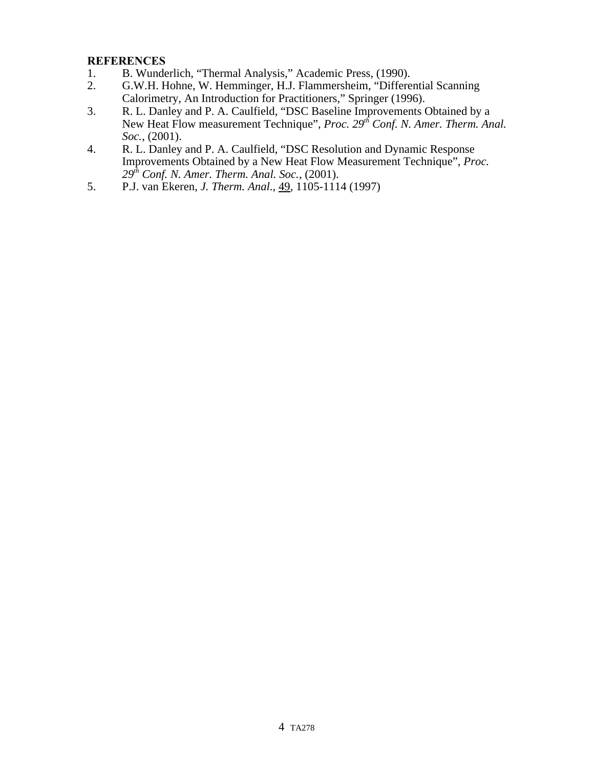**REFERENCES**

1. B. Wunderlich, "Thermal Analysis," Academic Press, (1990).
2. G.W.H. Hohne, W. Hemminger, H.J. Flammersheim, "Differential Scanning Calorimetry, An Introduction for Practitioners," Springer (1996).
3. R. L. Danley and P. A. Caulfield, "DSC Baseline Improvements Obtained by a New Heat Flow measurement Technique", *Proc. 29th Conf. N. Amer. Therm. Anal. Soc.*, (2001).
4. R. L. Danley and P. A. Caulfield, "DSC Resolution and Dynamic Response Improvements Obtained by a New Heat Flow Measurement Technique", *Proc. 29th Conf. N. Amer. Therm. Anal. Soc.*, (2001).
5. P.J. van Ekeren, *J. Therm. Anal*., 49, 1105-1114 (1997)